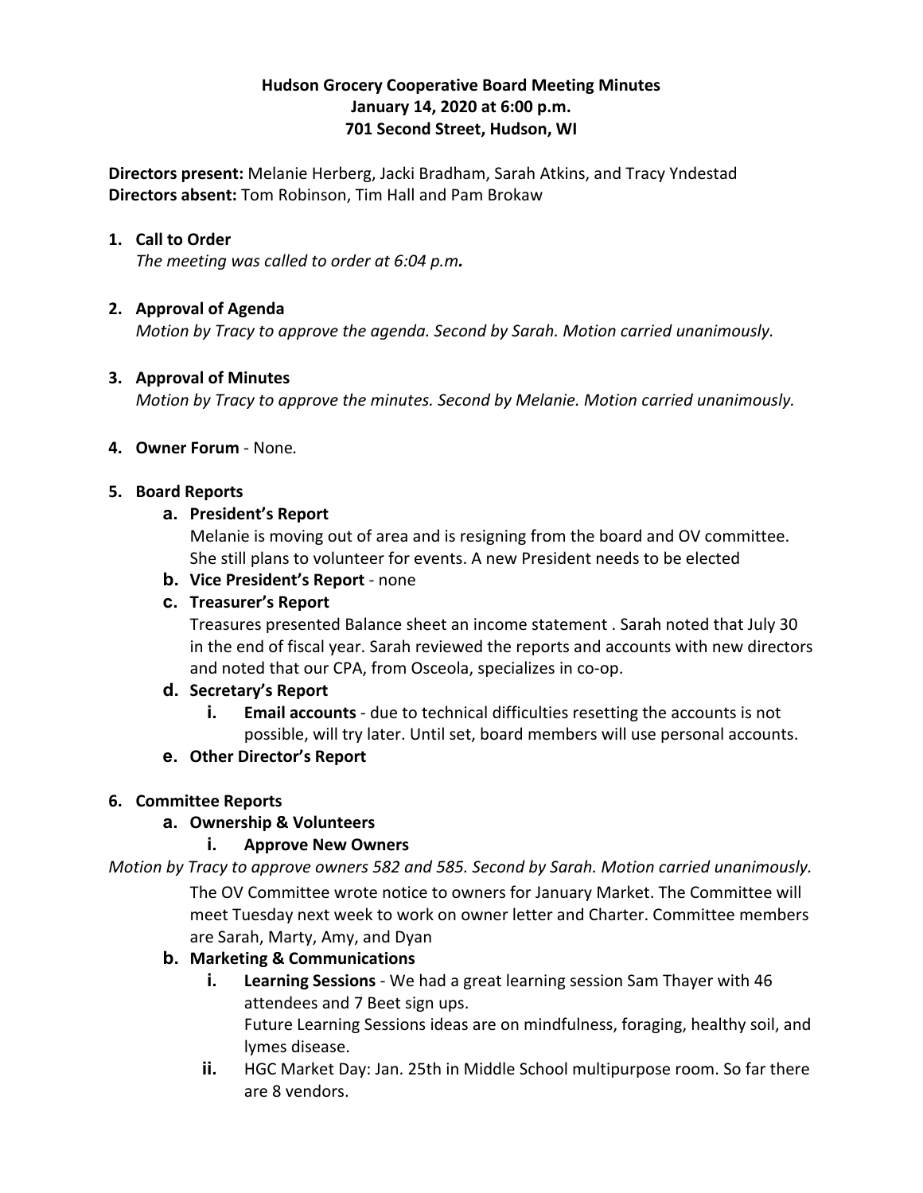**Hudson Grocery Cooperative Board Meeting Minutes**
**January 14, 2020 at 6:00 p.m.**
**701 Second Street, Hudson, WI**

**Directors present:** Melanie Herberg, Jacki Bradham, Sarah Atkins, and Tracy Yndestad
**Directors absent:** Tom Robinson, Tim Hall and Pam Brokaw

1. **Call to Order**
   *The meeting was called to order at 6:04 p.m.*

2. **Approval of Agenda**
   *Motion by Tracy to approve the agenda. Second by Sarah. Motion carried unanimously.*

3. **Approval of Minutes**
   *Motion by Tracy to approve the minutes. Second by Melanie. Motion carried unanimously.*

4. **Owner Forum** - None.

5. **Board Reports**
   a. **President's Report**
      Melanie is moving out of area and is resigning from the board and OV committee. She still plans to volunteer for events. A new President needs to be elected
   b. **Vice President's Report** - none
   c. **Treasurer's Report**
      Treasures presented Balance sheet an income statement . Sarah noted that July 30 in the end of fiscal year. Sarah reviewed the reports and accounts with new directors and noted that our CPA, from Osceola, specializes in co-op.
   d. **Secretary's Report**
      i. **Email accounts** - due to technical difficulties resetting the accounts is not possible, will try later. Until set, board members will use personal accounts.
   e. **Other Director's Report**

6. **Committee Reports**
   a. **Ownership & Volunteers**
      i. **Approve New Owners**

*Motion by Tracy to approve owners 582 and 585. Second by Sarah. Motion carried unanimously.*

The OV Committee wrote notice to owners for January Market. The Committee will meet Tuesday next week to work on owner letter and Charter. Committee members are Sarah, Marty, Amy, and Dyan

   b. **Marketing & Communications**
      i. **Learning Sessions** - We had a great learning session Sam Thayer with 46 attendees and 7 Beet sign ups.
         Future Learning Sessions ideas are on mindfulness, foraging, healthy soil, and lymes disease.
      ii. HGC Market Day: Jan. 25th in Middle School multipurpose room. So far there are 8 vendors.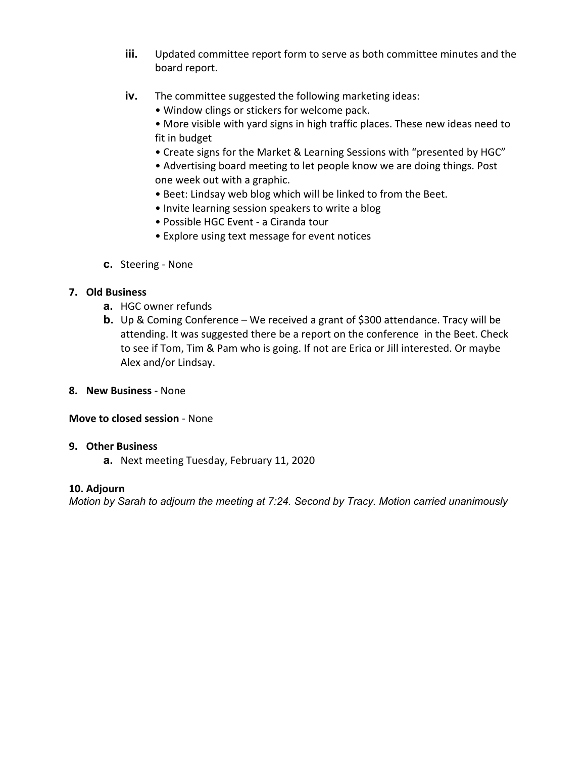iii. Updated committee report form to serve as both committee minutes and the board report.

iv. The committee suggested the following marketing ideas:
   - Window clings or stickers for welcome pack.
   - More visible with yard signs in high traffic places. These new ideas need to fit in budget
   - Create signs for the Market & Learning Sessions with "presented by HGC"
   - Advertising board meeting to let people know we are doing things. Post one week out with a graphic.
   - Beet: Lindsay web blog which will be linked to from the Beet.
   - Invite learning session speakers to write a blog
   - Possible HGC Event - a Ciranda tour
   - Explore using text message for event notices

c. Steering - None

**7. Old Business**

a. HGC owner refunds

b. Up & Coming Conference – We received a grant of $300 attendance. Tracy will be attending. It was suggested there be a report on the conference in the Beet. Check to see if Tom, Tim & Pam who is going. If not are Erica or Jill interested. Or maybe Alex and/or Lindsay.

**8. New Business** - None

**Move to closed session** - None

**9. Other Business**

a. Next meeting Tuesday, February 11, 2020

**10. Adjourn**

*Motion by Sarah to adjourn the meeting at 7:24. Second by Tracy. Motion carried unanimously*